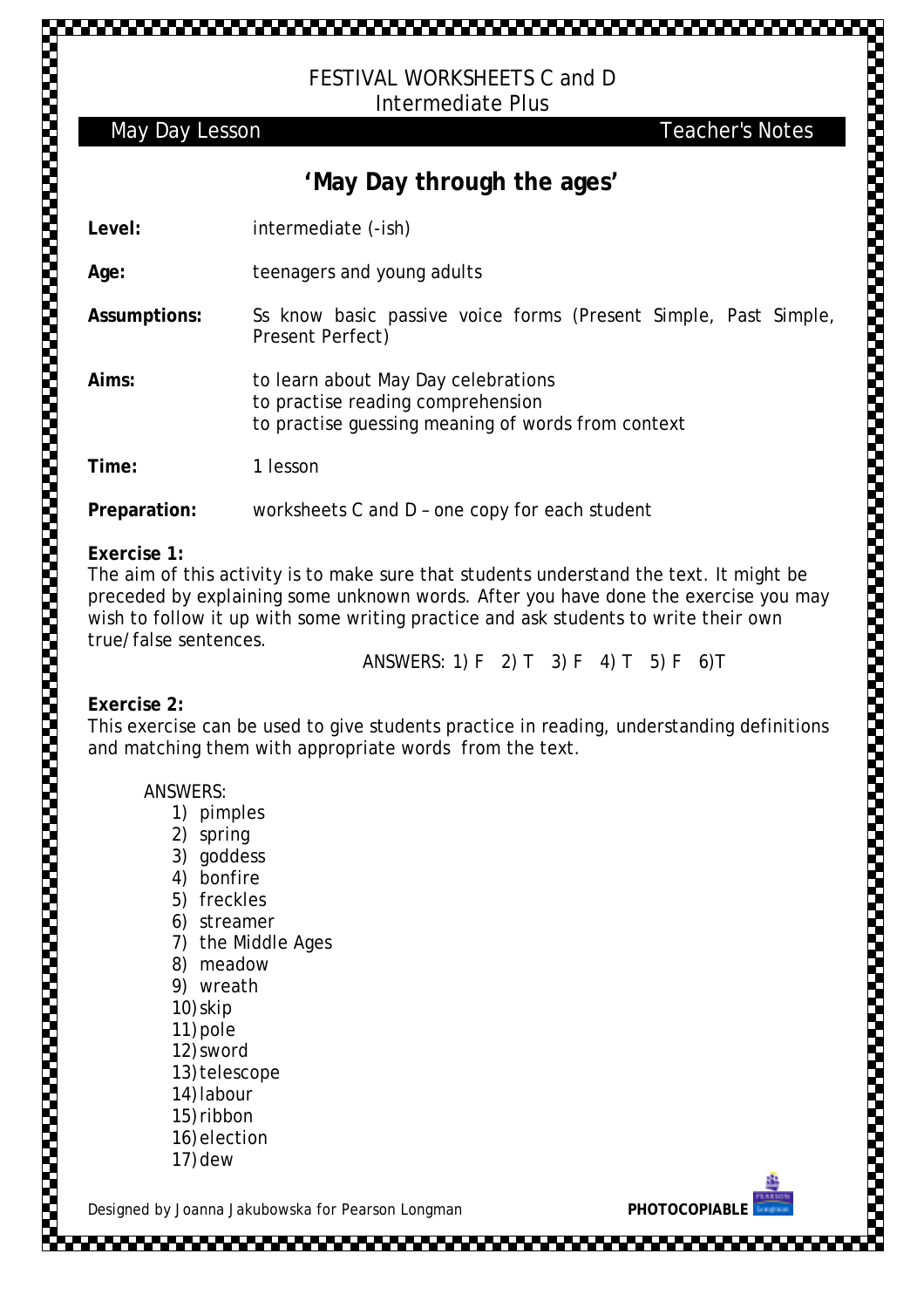FESTIVAL WORKSHEETS C and D
Intermediate Plus

May Day Lesson — Teacher's Notes

# 'May Day through the ages'

| | |
|---|---|
| **Level:** | intermediate (-ish) |
| **Age:** | teenagers and young adults |
| **Assumptions:** | Ss know basic passive voice forms (Present Simple, Past Simple, Present Perfect) |
| **Aims:** | to learn about May Day celebrations<br>to practise reading comprehension<br>to practise guessing meaning of words from context |
| **Time:** | 1 lesson |
| **Preparation:** | worksheets C and D – one copy for each student |

**Exercise 1:**
The aim of this activity is to make sure that students understand the text. It might be preceded by explaining some unknown words. After you have done the exercise you may wish to follow it up with some writing practice and ask students to write their own true/false sentences.

ANSWERS: 1) F 2) T 3) F 4) T 5) F 6)T

**Exercise 2:**
This exercise can be used to give students practice in reading, understanding definitions and matching them with appropriate words from the text.

ANSWERS:

1) pimples
2) spring
3) goddess
4) bonfire
5) freckles
6) streamer
7) the Middle Ages
8) meadow
9) wreath
10) skip
11) pole
12) sword
13) telescope
14) labour
15) ribbon
16) election
17) dew

Designed by Joanna Jakubowska for Pearson Longman **PHOTOCOPIABLE**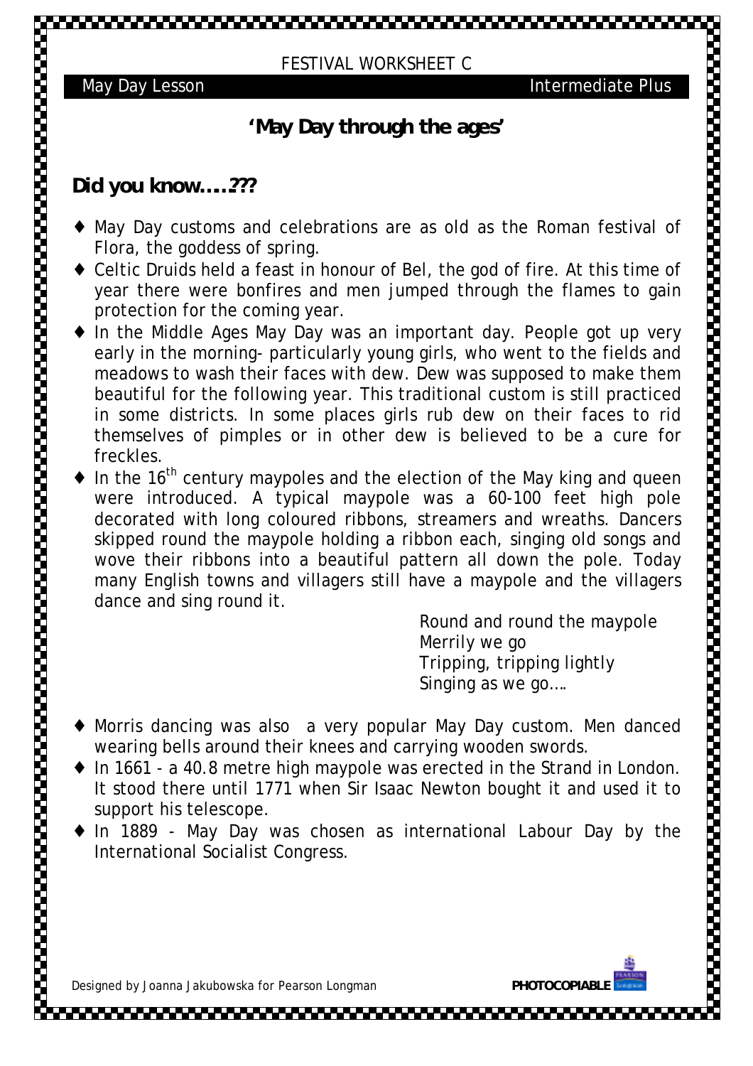FESTIVAL WORKSHEET C

May Day Lesson Intermediate Plus

## 'May Day through the ages'

### Did you know…..???

- May Day customs and celebrations are as old as the Roman festival of Flora, the goddess of spring.
- Celtic Druids held a feast in honour of Bel, the god of fire. At this time of year there were bonfires and men jumped through the flames to gain protection for the coming year.
- In the Middle Ages May Day was an important day. People got up very early in the morning- particularly young girls, who went to the fields and meadows to wash their faces with dew. Dew was supposed to make them beautiful for the following year. This traditional custom is still practiced in some districts. In some places girls rub dew on their faces to rid themselves of pimples or in other dew is believed to be a cure for freckles.
- In the 16th century maypoles and the election of the May king and queen were introduced. A typical maypole was a 60-100 feet high pole decorated with long coloured ribbons, streamers and wreaths. Dancers skipped round the maypole holding a ribbon each, singing old songs and wove their ribbons into a beautiful pattern all down the pole. Today many English towns and villagers still have a maypole and the villagers dance and sing round it.

  Round and round the maypole  
  Merrily we go  
  Tripping, tripping lightly  
  Singing as we go….

- Morris dancing was also a very popular May Day custom. Men danced wearing bells around their knees and carrying wooden swords.
- In 1661 - a 40.8 metre high maypole was erected in the Strand in London. It stood there until 1771 when Sir Isaac Newton bought it and used it to support his telescope.
- In 1889 - May Day was chosen as international Labour Day by the International Socialist Congress.

Designed by Joanna Jakubowska for Pearson Longman **PHOTOCOPIABLE**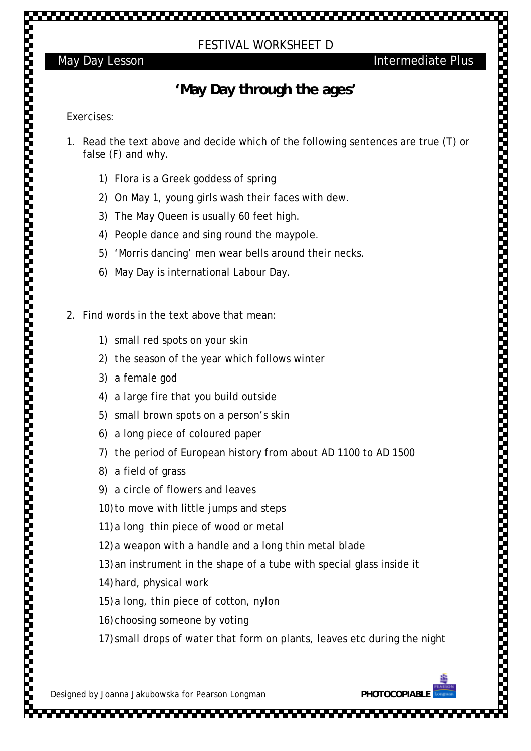FESTIVAL WORKSHEET D

May Day Lesson — Intermediate Plus

# 'May Day through the ages'

Exercises:

1. Read the text above and decide which of the following sentences are true (T) or false (F) and why.

    1) Flora is a Greek goddess of spring
    2) On May 1, young girls wash their faces with dew.
    3) The May Queen is usually 60 feet high.
    4) People dance and sing round the maypole.
    5) 'Morris dancing' men wear bells around their necks.
    6) May Day is international Labour Day.

2. Find words in the text above that mean:

    1) small red spots on your skin
    2) the season of the year which follows winter
    3) a female god
    4) a large fire that you build outside
    5) small brown spots on a person's skin
    6) a long piece of coloured paper
    7) the period of European history from about AD 1100 to AD 1500
    8) a field of grass
    9) a circle of flowers and leaves
    10) to move with little jumps and steps
    11) a long thin piece of wood or metal
    12) a weapon with a handle and a long thin metal blade
    13) an instrument in the shape of a tube with special glass inside it
    14) hard, physical work
    15) a long, thin piece of cotton, nylon
    16) choosing someone by voting
    17) small drops of water that form on plants, leaves etc during the night

Designed by Joanna Jakubowska for Pearson Longman — PHOTOCOPIABLE